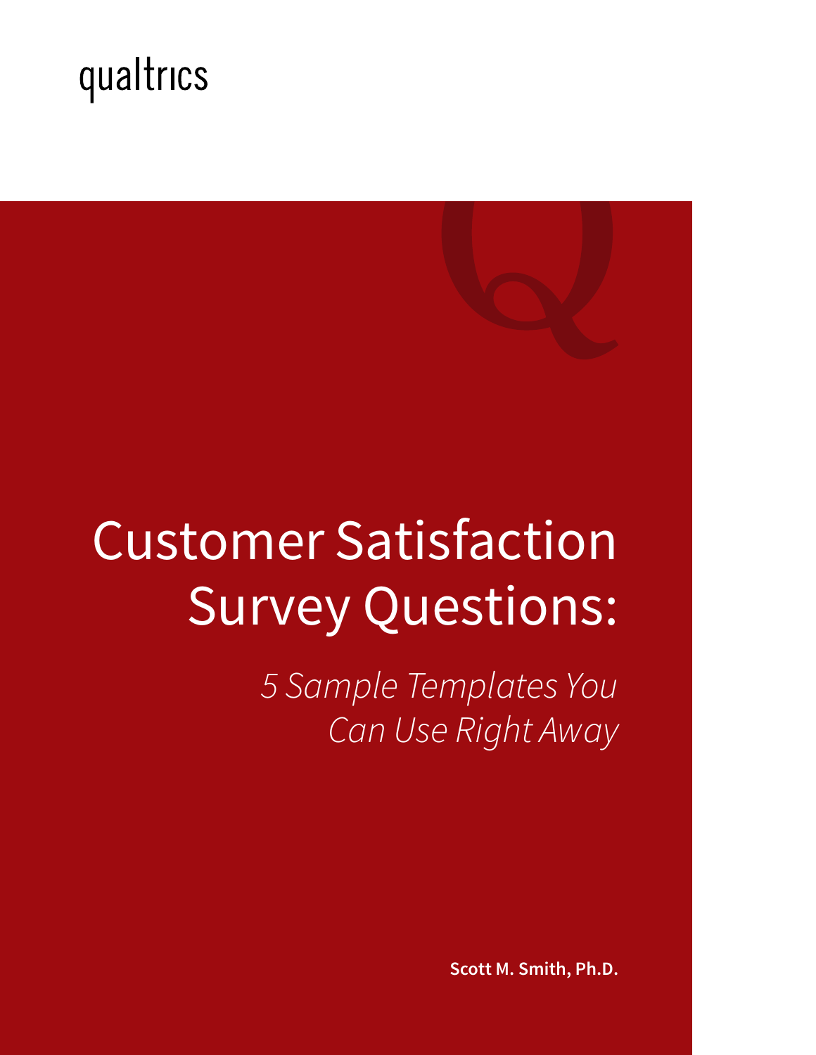qualtrics

# Customer Satisfaction Survey Questions:

*5 Sample Templates You Can Use Right Away*

**Scott M. Smith, Ph.D.**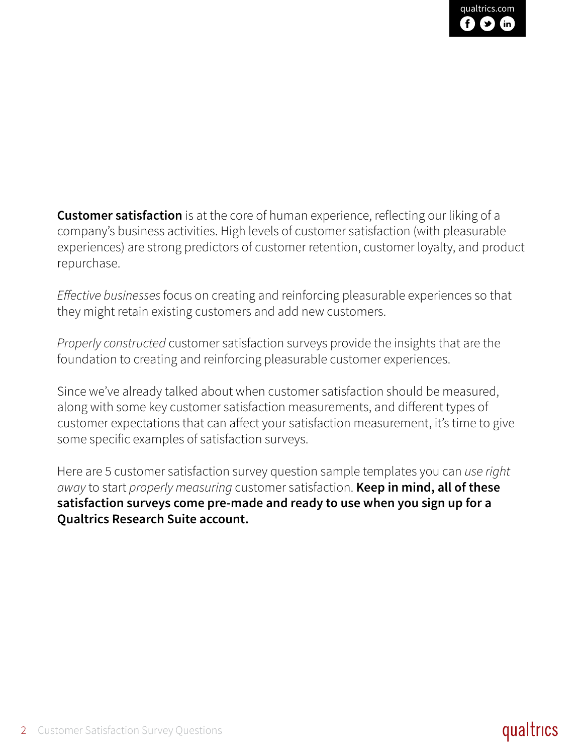**Customer satisfaction** is at the core of human experience, reflecting our liking of a company's business activities. High levels of customer satisfaction (with pleasurable experiences) are strong predictors of customer retention, customer loyalty, and product repurchase.

*Effective businesses* focus on creating and reinforcing pleasurable experiences so that they might retain existing customers and add new customers.

*Properly constructed* customer satisfaction surveys provide the insights that are the foundation to creating and reinforcing pleasurable customer experiences.

Since we've already talked about when customer satisfaction should be measured, along with some key customer satisfaction measurements, and different types of customer expectations that can affect your satisfaction measurement, it's time to give some specific examples of satisfaction surveys.

Here are 5 customer satisfaction survey question sample templates you can *use right away* to start *properly measuring* customer satisfaction. **Keep in mind, all of these satisfaction surveys come pre-made and ready to use when you sign up for a Qualtrics Research Suite account.**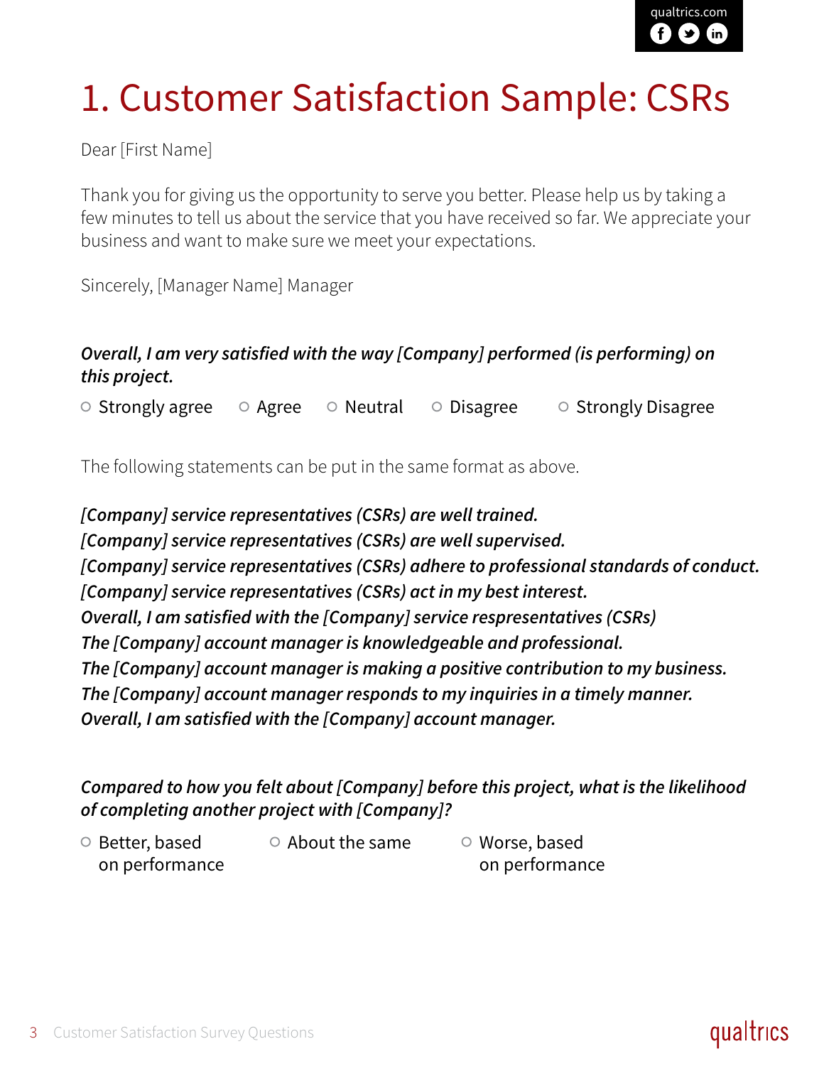# 1. Customer Satisfaction Sample: CSRs

Dear [First Name]

Thank you for giving us the opportunity to serve you better. Please help us by taking a few minutes to tell us about the service that you have received so far. We appreciate your business and want to make sure we meet your expectations.

Sincerely, [Manager Name] Manager

***Overall, I am very satisfied with the way [Company] performed (is performing) on this project.***

○ Strongly agree ○ Agree ○ Neutral ○ Disagree ○ Strongly Disagree

The following statements can be put in the same format as above.

***[Company] service representatives (CSRs) are well trained.***
***[Company] service representatives (CSRs) are well supervised.***
***[Company] service representatives (CSRs) adhere to professional standards of conduct.***
***[Company] service representatives (CSRs) act in my best interest.***
***Overall, I am satisfied with the [Company] service respresentatives (CSRs)***
***The [Company] account manager is knowledgeable and professional.***
***The [Company] account manager is making a positive contribution to my business.***
***The [Company] account manager responds to my inquiries in a timely manner.***
***Overall, I am satisfied with the [Company] account manager.***

***Compared to how you felt about [Company] before this project, what is the likelihood of completing another project with [Company]?***

○ Better, based on performance ○ About the same ○ Worse, based on performance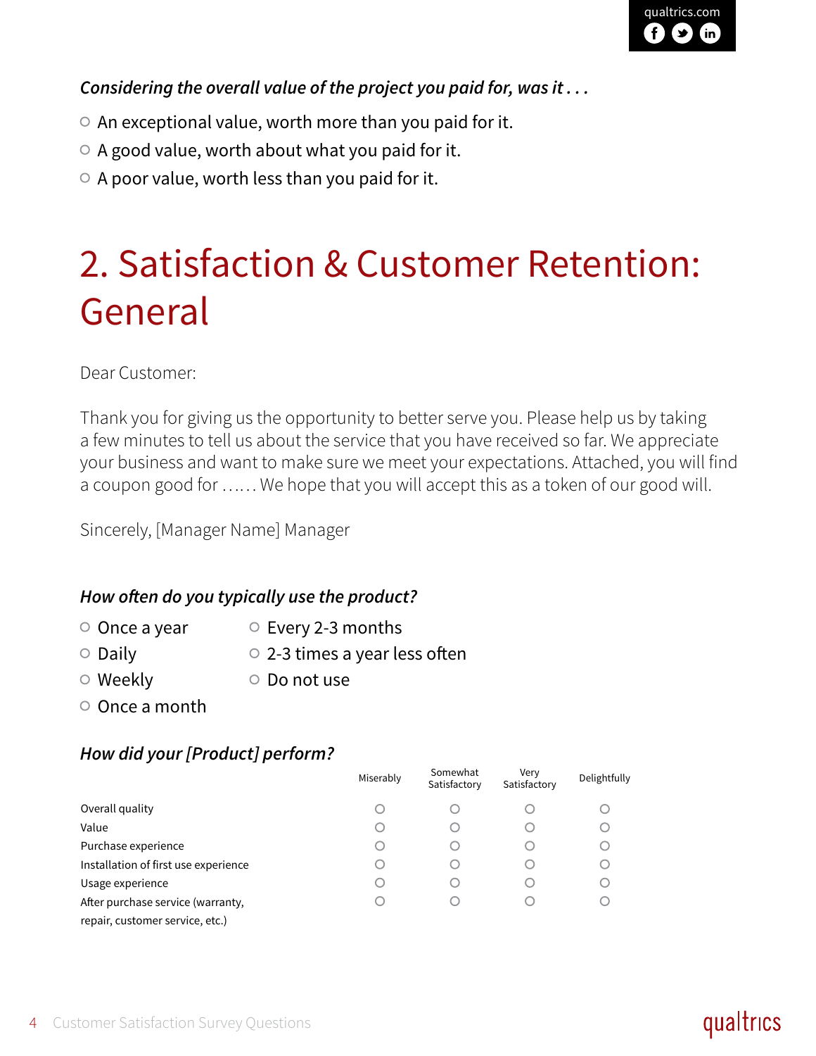*Considering the overall value of the project you paid for, was it . . .*

- ○ An exceptional value, worth more than you paid for it.
- ○ A good value, worth about what you paid for it.
- ○ A poor value, worth less than you paid for it.

# 2. Satisfaction & Customer Retention: General

Dear Customer:

Thank you for giving us the opportunity to better serve you. Please help us by taking a few minutes to tell us about the service that you have received so far. We appreciate your business and want to make sure we meet your expectations. Attached, you will find a coupon good for …… We hope that you will accept this as a token of our good will.

Sincerely, [Manager Name] Manager

*How often do you typically use the product?*

- ○ Once a year
- ○ Daily
- ○ Weekly
- ○ Once a month
- ○ Every 2-3 months
- ○ 2-3 times a year less often
- ○ Do not use

*How did your [Product] perform?*

| | Miserably | Somewhat Satisfactory | Very Satisfactory | Delightfully |
|---|---|---|---|---|
| Overall quality | ○ | ○ | ○ | ○ |
| Value | ○ | ○ | ○ | ○ |
| Purchase experience | ○ | ○ | ○ | ○ |
| Installation of first use experience | ○ | ○ | ○ | ○ |
| Usage experience | ○ | ○ | ○ | ○ |
| After purchase service (warranty, repair, customer service, etc.) | ○ | ○ | ○ | ○ |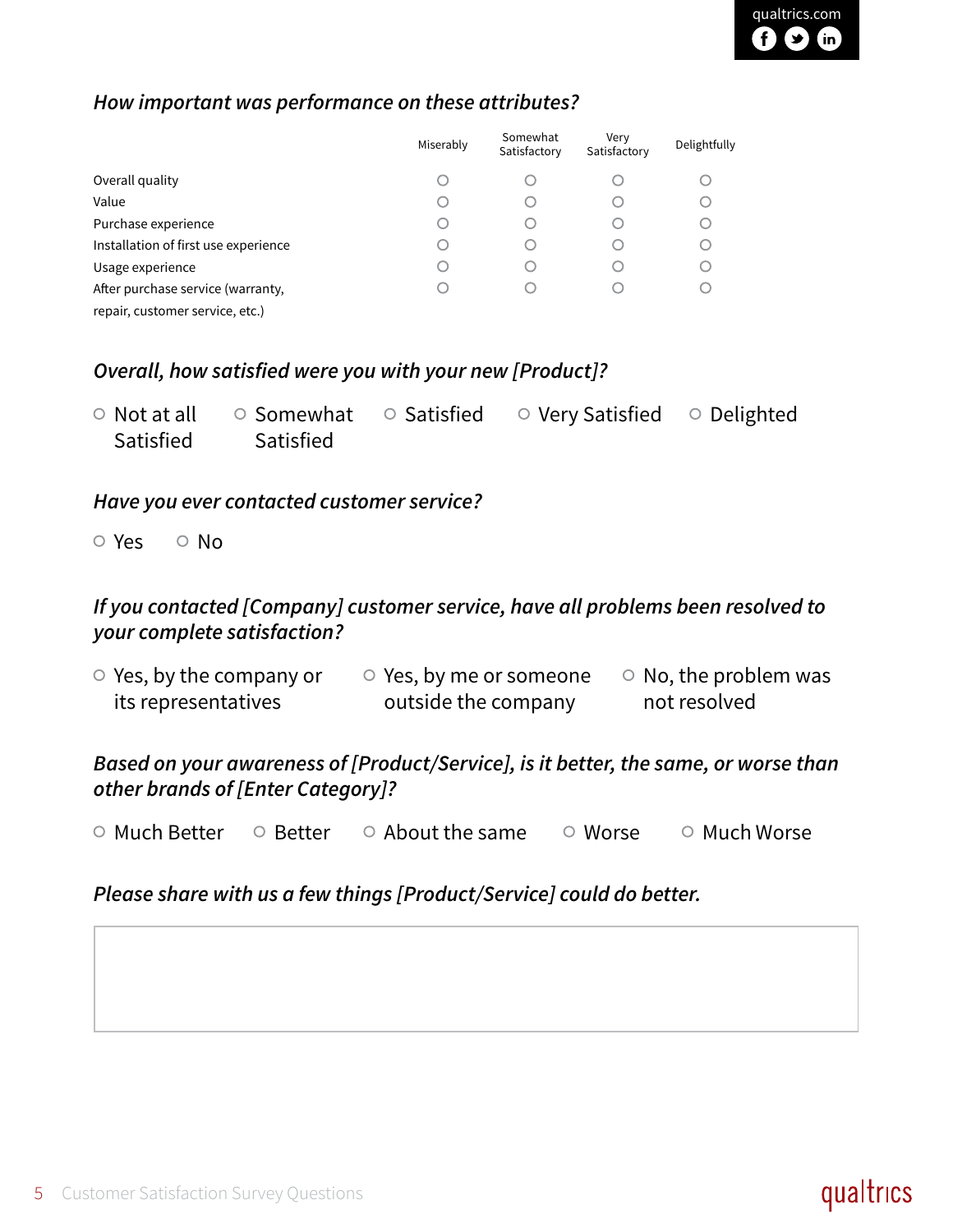*How important was performance on these attributes?*

| | Miserably | Somewhat Satisfactory | Very Satisfactory | Delightfully |
|---|---|---|---|---|
| Overall quality | ○ | ○ | ○ | ○ |
| Value | ○ | ○ | ○ | ○ |
| Purchase experience | ○ | ○ | ○ | ○ |
| Installation of first use experience | ○ | ○ | ○ | ○ |
| Usage experience | ○ | ○ | ○ | ○ |
| After purchase service (warranty, repair, customer service, etc.) | ○ | ○ | ○ | ○ |

*Overall, how satisfied were you with your new [Product]?*

○ Not at all Satisfied ○ Somewhat Satisfied ○ Satisfied ○ Very Satisfied ○ Delighted

*Have you ever contacted customer service?*

○ Yes ○ No

*If you contacted [Company] customer service, have all problems been resolved to your complete satisfaction?*

○ Yes, by the company or its representatives ○ Yes, by me or someone outside the company ○ No, the problem was not resolved

*Based on your awareness of [Product/Service], is it better, the same, or worse than other brands of [Enter Category]?*

○ Much Better ○ Better ○ About the same ○ Worse ○ Much Worse

*Please share with us a few things [Product/Service] could do better.*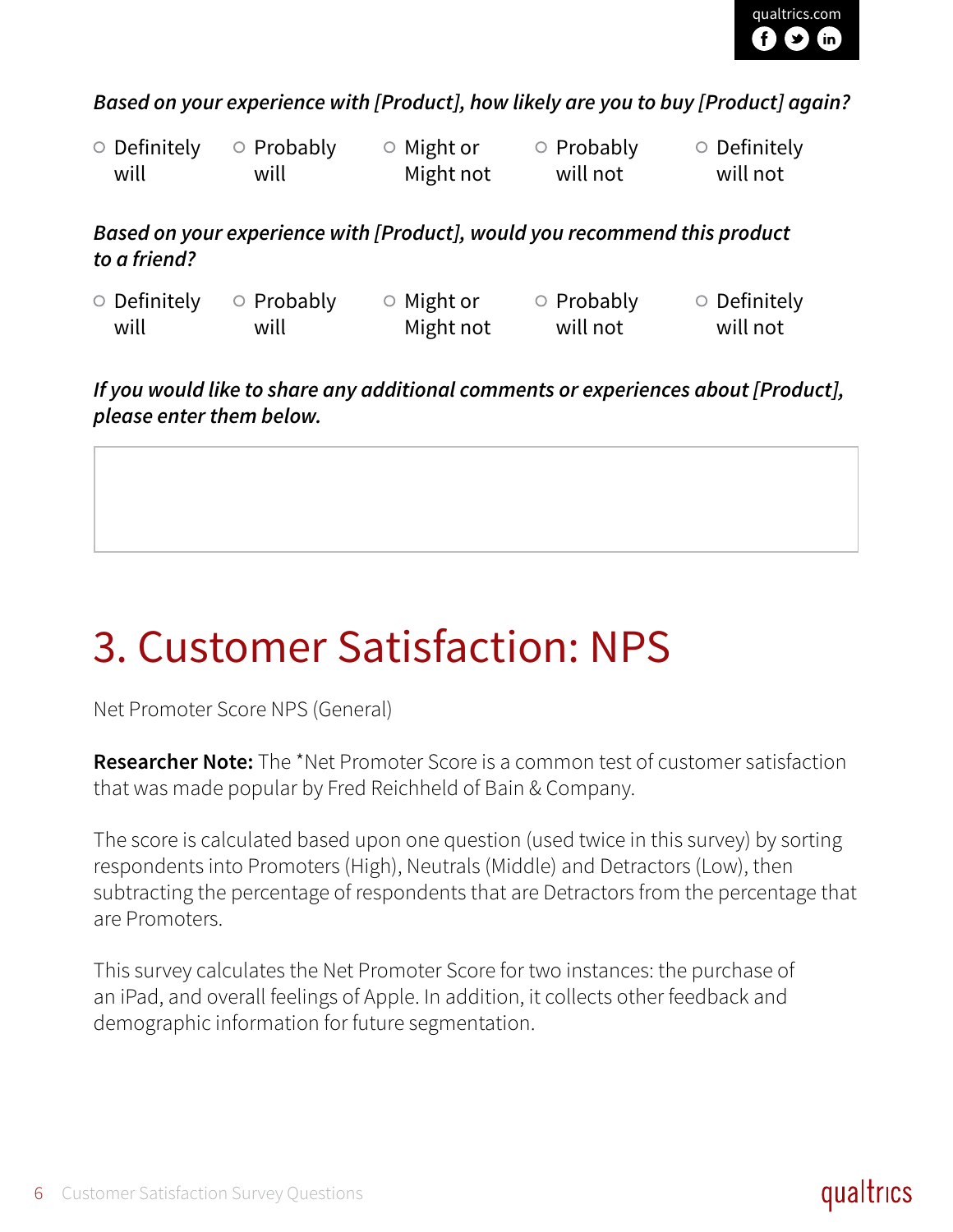*Based on your experience with [Product], how likely are you to buy [Product] again?*

- ○ Definitely will
- ○ Probably will
- ○ Might or Might not
- ○ Probably will not
- ○ Definitely will not

*Based on your experience with [Product], would you recommend this product to a friend?*

- ○ Definitely will
- ○ Probably will
- ○ Might or Might not
- ○ Probably will not
- ○ Definitely will not

*If you would like to share any additional comments or experiences about [Product], please enter them below.*

# 3. Customer Satisfaction: NPS

Net Promoter Score NPS (General)

**Researcher Note:** The *Net Promoter Score is a common test of customer satisfaction that was made popular by Fred Reichheld of Bain & Company.

The score is calculated based upon one question (used twice in this survey) by sorting respondents into Promoters (High), Neutrals (Middle) and Detractors (Low), then subtracting the percentage of respondents that are Detractors from the percentage that are Promoters.

This survey calculates the Net Promoter Score for two instances: the purchase of an iPad, and overall feelings of Apple. In addition, it collects other feedback and demographic information for future segmentation.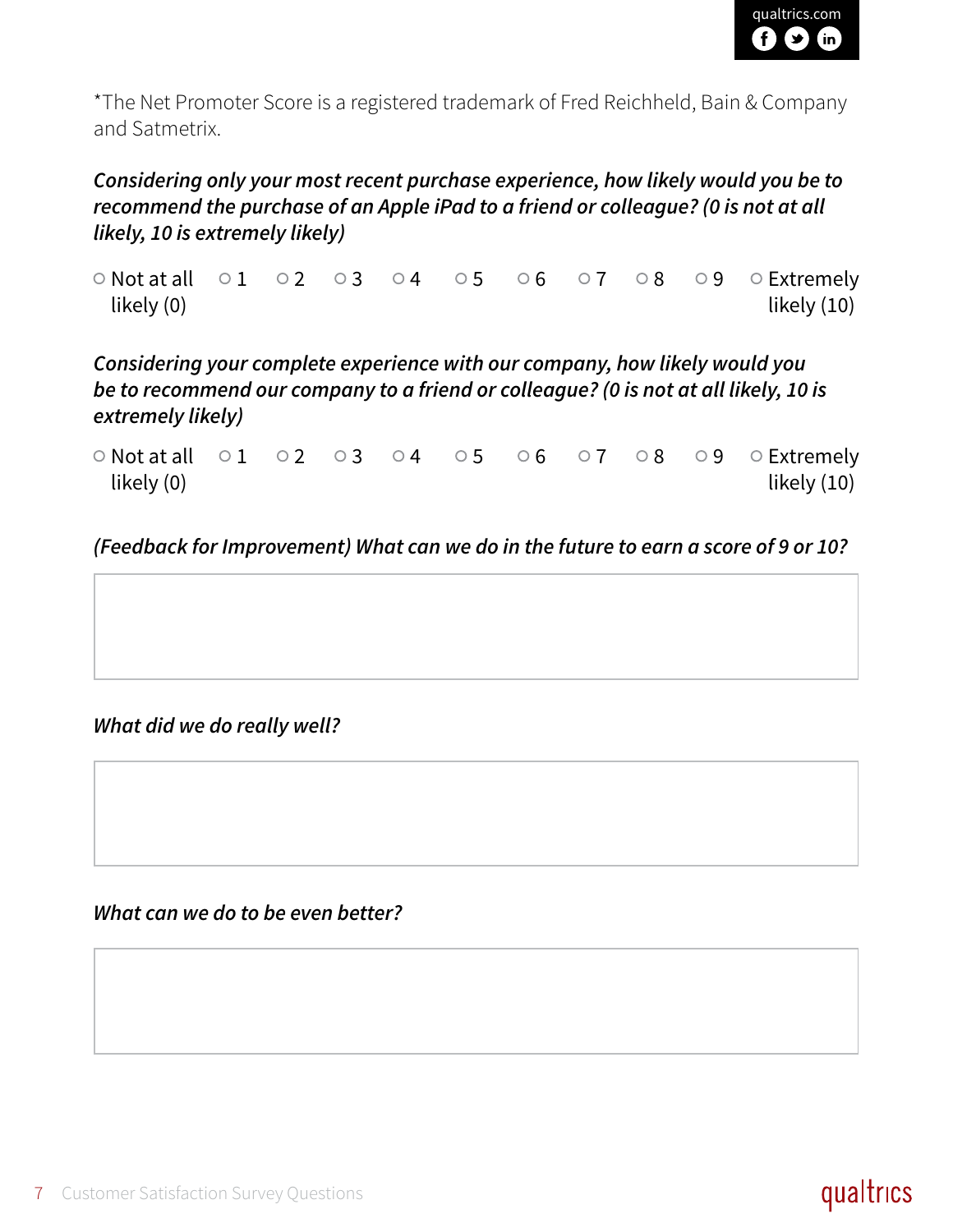*The Net Promoter Score is a registered trademark of Fred Reichheld, Bain & Company and Satmetrix.

***Considering only your most recent purchase experience, how likely would you be to recommend the purchase of an Apple iPad to a friend or colleague? (0 is not at all likely, 10 is extremely likely)***

○ Not at all likely (0) ○ 1 ○ 2 ○ 3 ○ 4 ○ 5 ○ 6 ○ 7 ○ 8 ○ 9 ○ Extremely likely (10)

***Considering your complete experience with our company, how likely would you be to recommend our company to a friend or colleague? (0 is not at all likely, 10 is extremely likely)***

○ Not at all likely (0) ○ 1 ○ 2 ○ 3 ○ 4 ○ 5 ○ 6 ○ 7 ○ 8 ○ 9 ○ Extremely likely (10)

***(Feedback for Improvement) What can we do in the future to earn a score of 9 or 10?***

***What did we do really well?***

***What can we do to be even better?***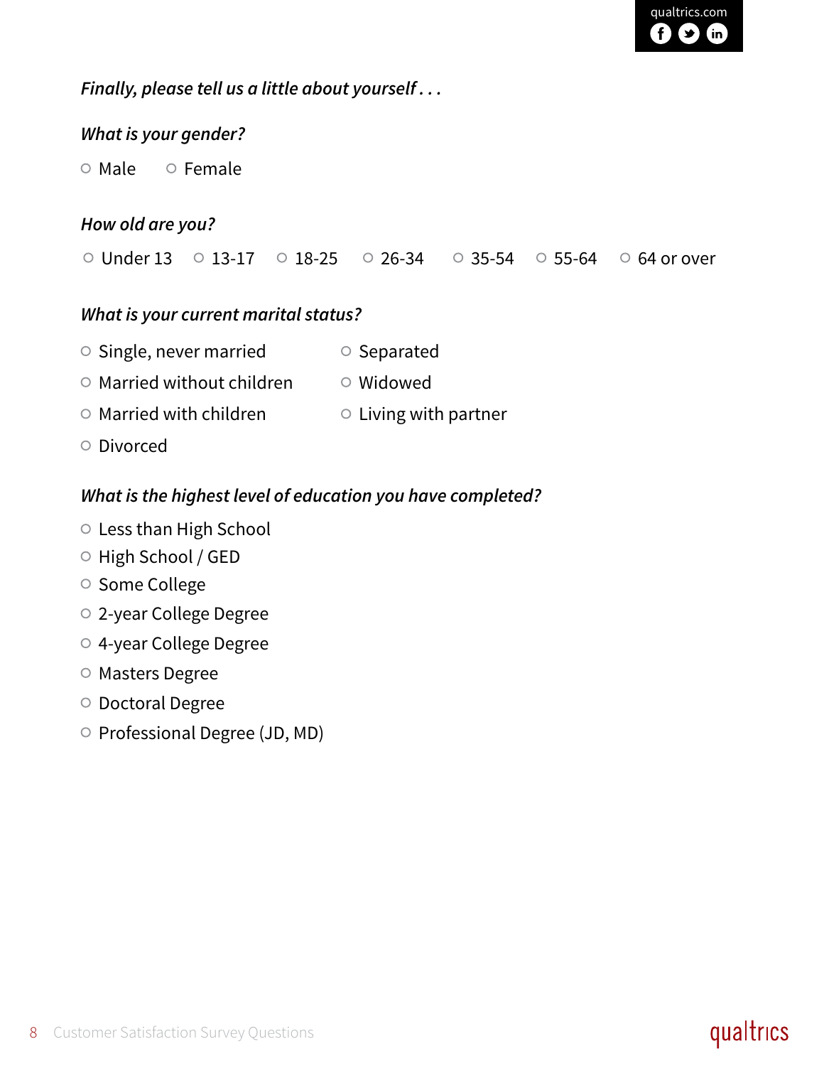*Finally, please tell us a little about yourself . . .*

*What is your gender?*

- Male
- Female

*How old are you?*

- Under 13
- 13-17
- 18-25
- 26-34
- 35-54
- 55-64
- 64 or over

*What is your current marital status?*

- Single, never married
- Married without children
- Married with children
- Divorced
- Separated
- Widowed
- Living with partner

*What is the highest level of education you have completed?*

- Less than High School
- High School / GED
- Some College
- 2-year College Degree
- 4-year College Degree
- Masters Degree
- Doctoral Degree
- Professional Degree (JD, MD)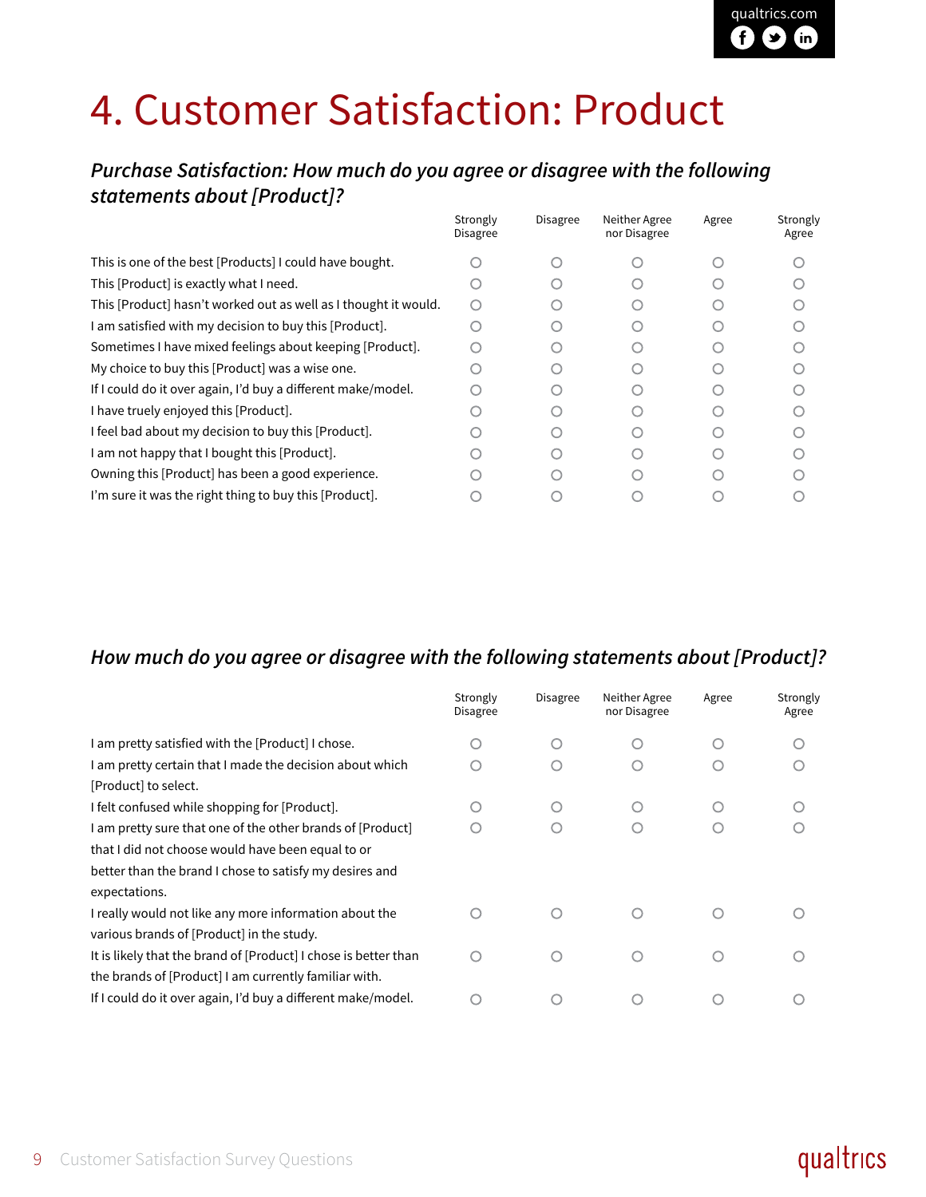# 4. Customer Satisfaction: Product

### *Purchase Satisfaction: How much do you agree or disagree with the following statements about [Product]?*

| | Strongly Disagree | Disagree | Neither Agree nor Disagree | Agree | Strongly Agree |
|---|---|---|---|---|---|
| This is one of the best [Products] I could have bought. | ○ | ○ | ○ | ○ | ○ |
| This [Product] is exactly what I need. | ○ | ○ | ○ | ○ | ○ |
| This [Product] hasn't worked out as well as I thought it would. | ○ | ○ | ○ | ○ | ○ |
| I am satisfied with my decision to buy this [Product]. | ○ | ○ | ○ | ○ | ○ |
| Sometimes I have mixed feelings about keeping [Product]. | ○ | ○ | ○ | ○ | ○ |
| My choice to buy this [Product] was a wise one. | ○ | ○ | ○ | ○ | ○ |
| If I could do it over again, I'd buy a different make/model. | ○ | ○ | ○ | ○ | ○ |
| I have truely enjoyed this [Product]. | ○ | ○ | ○ | ○ | ○ |
| I feel bad about my decision to buy this [Product]. | ○ | ○ | ○ | ○ | ○ |
| I am not happy that I bought this [Product]. | ○ | ○ | ○ | ○ | ○ |
| Owning this [Product] has been a good experience. | ○ | ○ | ○ | ○ | ○ |
| I'm sure it was the right thing to buy this [Product]. | ○ | ○ | ○ | ○ | ○ |

### *How much do you agree or disagree with the following statements about [Product]?*

| | Strongly Disagree | Disagree | Neither Agree nor Disagree | Agree | Strongly Agree |
|---|---|---|---|---|---|
| I am pretty satisfied with the [Product] I chose. | ○ | ○ | ○ | ○ | ○ |
| I am pretty certain that I made the decision about which [Product] to select. | ○ | ○ | ○ | ○ | ○ |
| I felt confused while shopping for [Product]. | ○ | ○ | ○ | ○ | ○ |
| I am pretty sure that one of the other brands of [Product] that I did not choose would have been equal to or better than the brand I chose to satisfy my desires and expectations. | ○ | ○ | ○ | ○ | ○ |
| I really would not like any more information about the various brands of [Product] in the study. | ○ | ○ | ○ | ○ | ○ |
| It is likely that the brand of [Product] I chose is better than the brands of [Product] I am currently familiar with. | ○ | ○ | ○ | ○ | ○ |
| If I could do it over again, I'd buy a different make/model. | ○ | ○ | ○ | ○ | ○ |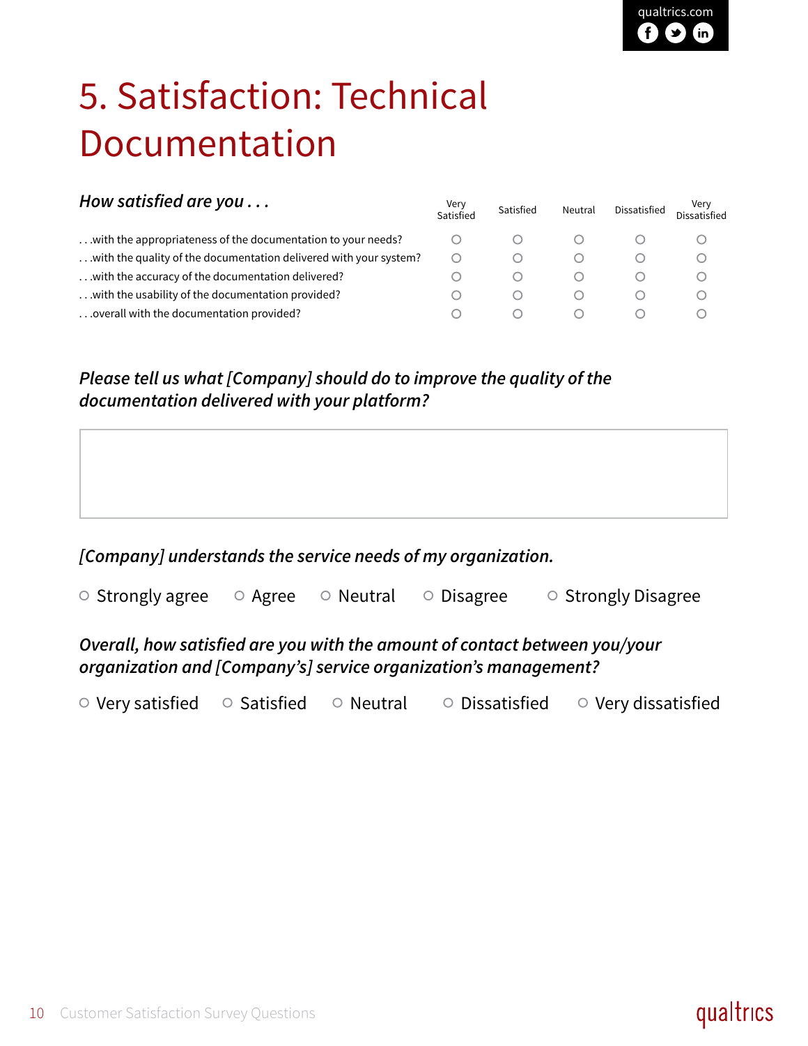# 5. Satisfaction: Technical Documentation

| *How satisfied are you . . .* | Very Satisfied | Satisfied | Neutral | Dissatisfied | Very Dissatisfied |
|---|---|---|---|---|---|
| . . .with the appropriateness of the documentation to your needs? | ○ | ○ | ○ | ○ | ○ |
| . . .with the quality of the documentation delivered with your system? | ○ | ○ | ○ | ○ | ○ |
| . . .with the accuracy of the documentation delivered? | ○ | ○ | ○ | ○ | ○ |
| . . .with the usability of the documentation provided? | ○ | ○ | ○ | ○ | ○ |
| . . .overall with the documentation provided? | ○ | ○ | ○ | ○ | ○ |

***Please tell us what [Company] should do to improve the quality of the documentation delivered with your platform?***

***[Company] understands the service needs of my organization.***

○ Strongly agree ○ Agree ○ Neutral ○ Disagree ○ Strongly Disagree

***Overall, how satisfied are you with the amount of contact between you/your organization and [Company's] service organization's management?***

○ Very satisfied ○ Satisfied ○ Neutral ○ Dissatisfied ○ Very dissatisfied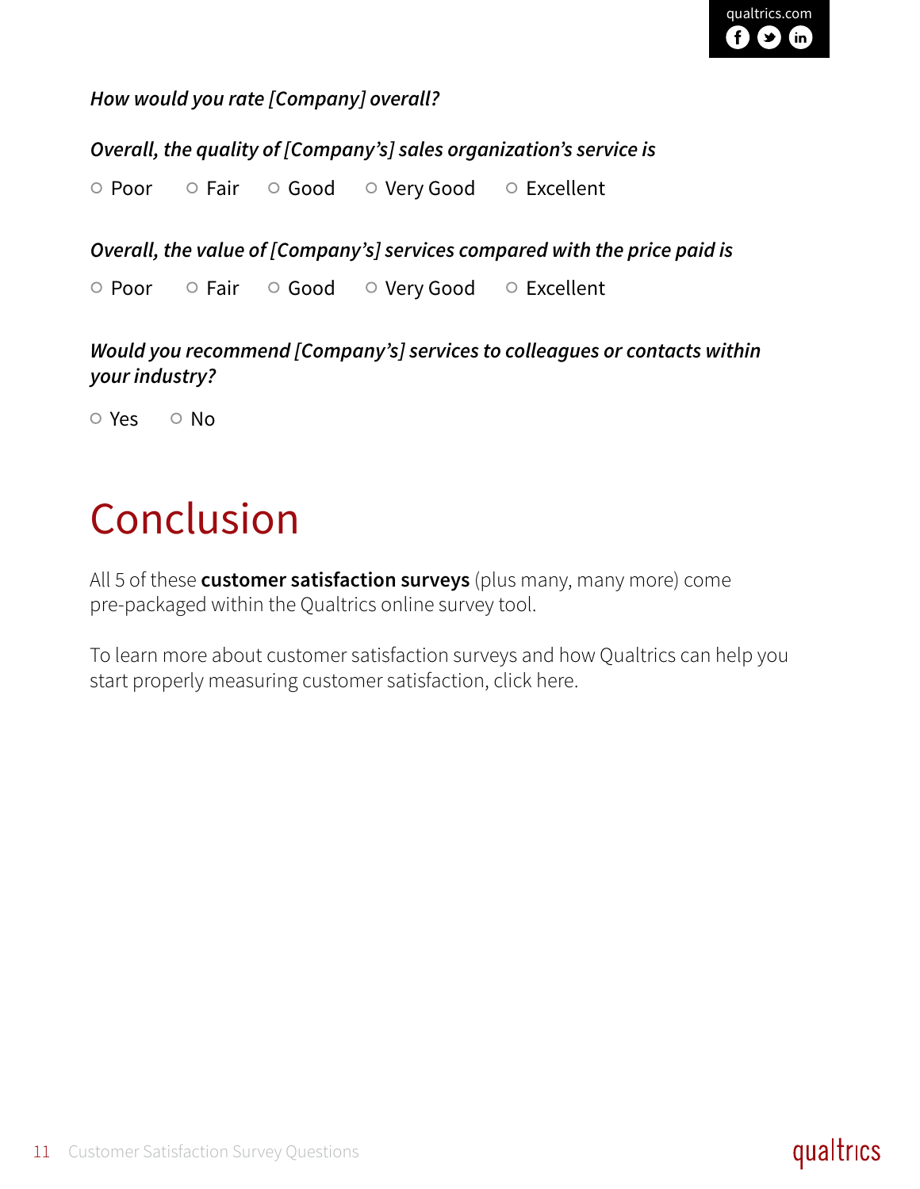*How would you rate [Company] overall?*

*Overall, the quality of [Company's] sales organization's service is*

○ Poor ○ Fair ○ Good ○ Very Good ○ Excellent

*Overall, the value of [Company's] services compared with the price paid is*

○ Poor ○ Fair ○ Good ○ Very Good ○ Excellent

*Would you recommend [Company's] services to colleagues or contacts within your industry?*

○ Yes ○ No

# Conclusion

All 5 of these **customer satisfaction surveys** (plus many, many more) come pre-packaged within the Qualtrics online survey tool.

To learn more about customer satisfaction surveys and how Qualtrics can help you start properly measuring customer satisfaction, click here.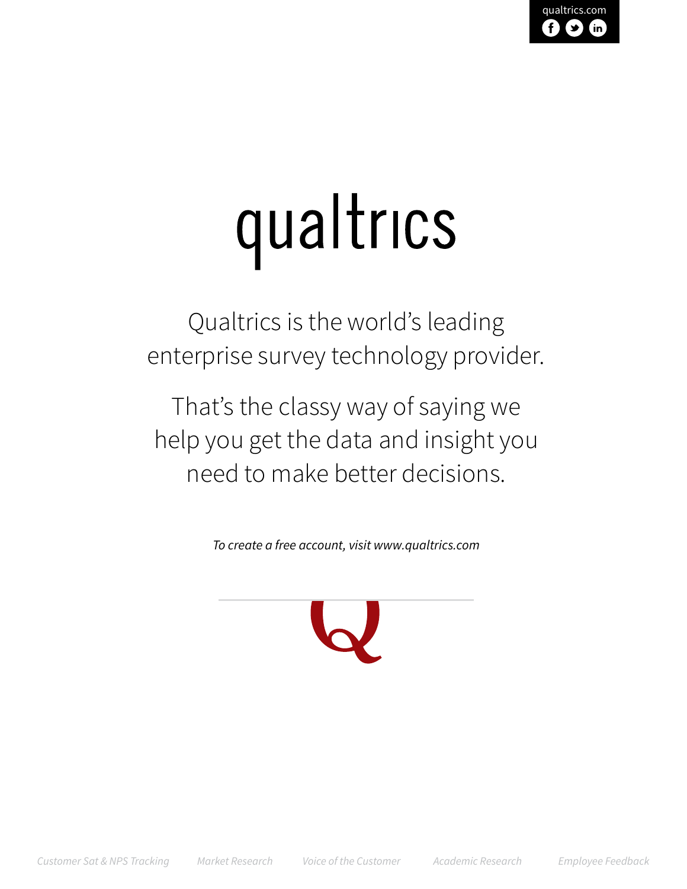qualtrics.com

# qualtrics

Qualtrics is the world's leading enterprise survey technology provider.

That's the classy way of saying we help you get the data and insight you need to make better decisions.

*To create a free account, visit www.qualtrics.com*

*Customer Sat & NPS Tracking* *Market Research* *Voice of the Customer* *Academic Research* *Employee Feedback*